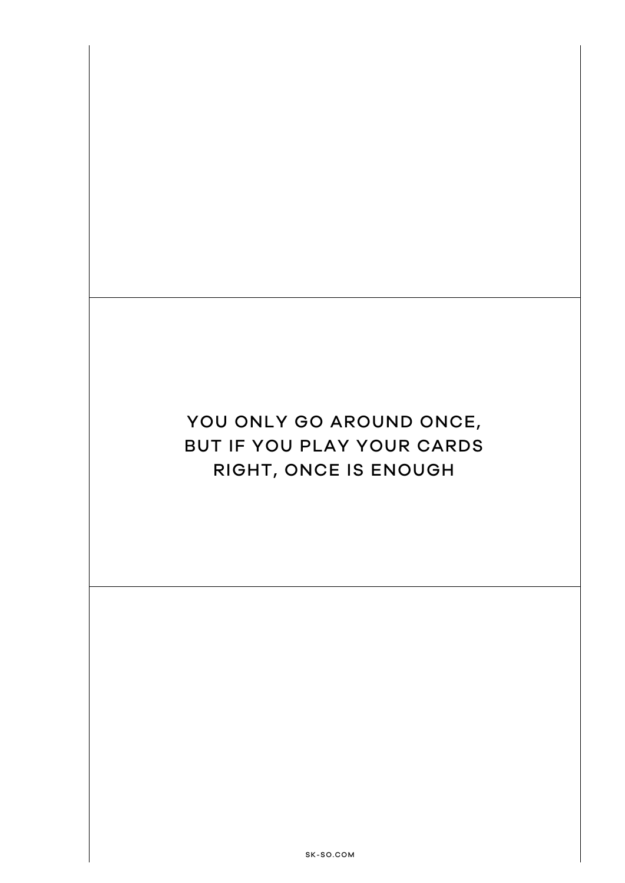YOU ONLY GO AROUND ONCE,
BUT IF YOU PLAY YOUR CARDS
RIGHT, ONCE IS ENOUGH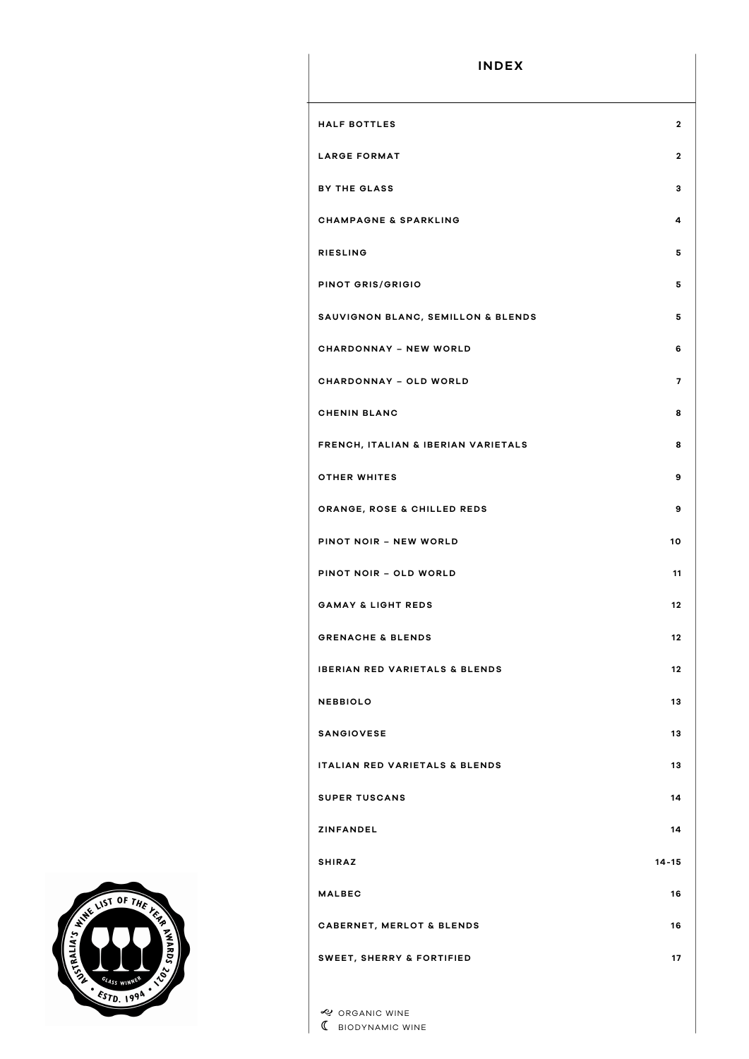# INDEX

| | |
|---|---|
| HALF BOTTLES | 2 |
| LARGE FORMAT | 2 |
| BY THE GLASS | 3 |
| CHAMPAGNE & SPARKLING | 4 |
| RIESLING | 5 |
| PINOT GRIS/GRIGIO | 5 |
| SAUVIGNON BLANC, SEMILLON & BLENDS | 5 |
| CHARDONNAY – NEW WORLD | 6 |
| CHARDONNAY – OLD WORLD | 7 |
| CHENIN BLANC | 8 |
| FRENCH, ITALIAN & IBERIAN VARIETALS | 8 |
| OTHER WHITES | 9 |
| ORANGE, ROSE & CHILLED REDS | 9 |
| PINOT NOIR – NEW WORLD | 10 |
| PINOT NOIR – OLD WORLD | 11 |
| GAMAY & LIGHT REDS | 12 |
| GRENACHE & BLENDS | 12 |
| IBERIAN RED VARIETALS & BLENDS | 12 |
| NEBBIOLO | 13 |
| SANGIOVESE | 13 |
| ITALIAN RED VARIETALS & BLENDS | 13 |
| SUPER TUSCANS | 14 |
| ZINFANDEL | 14 |
| SHIRAZ | 14-15 |
| MALBEC | 16 |
| CABERNET, MERLOT & BLENDS | 16 |
| SWEET, SHERRY & FORTIFIED | 17 |

ORGANIC WINE

BIODYNAMIC WINE

AUSTRALIA'S WINE LIST OF THE YEAR AWARDS 2021 · GLASS WINNER · ESTD. 1994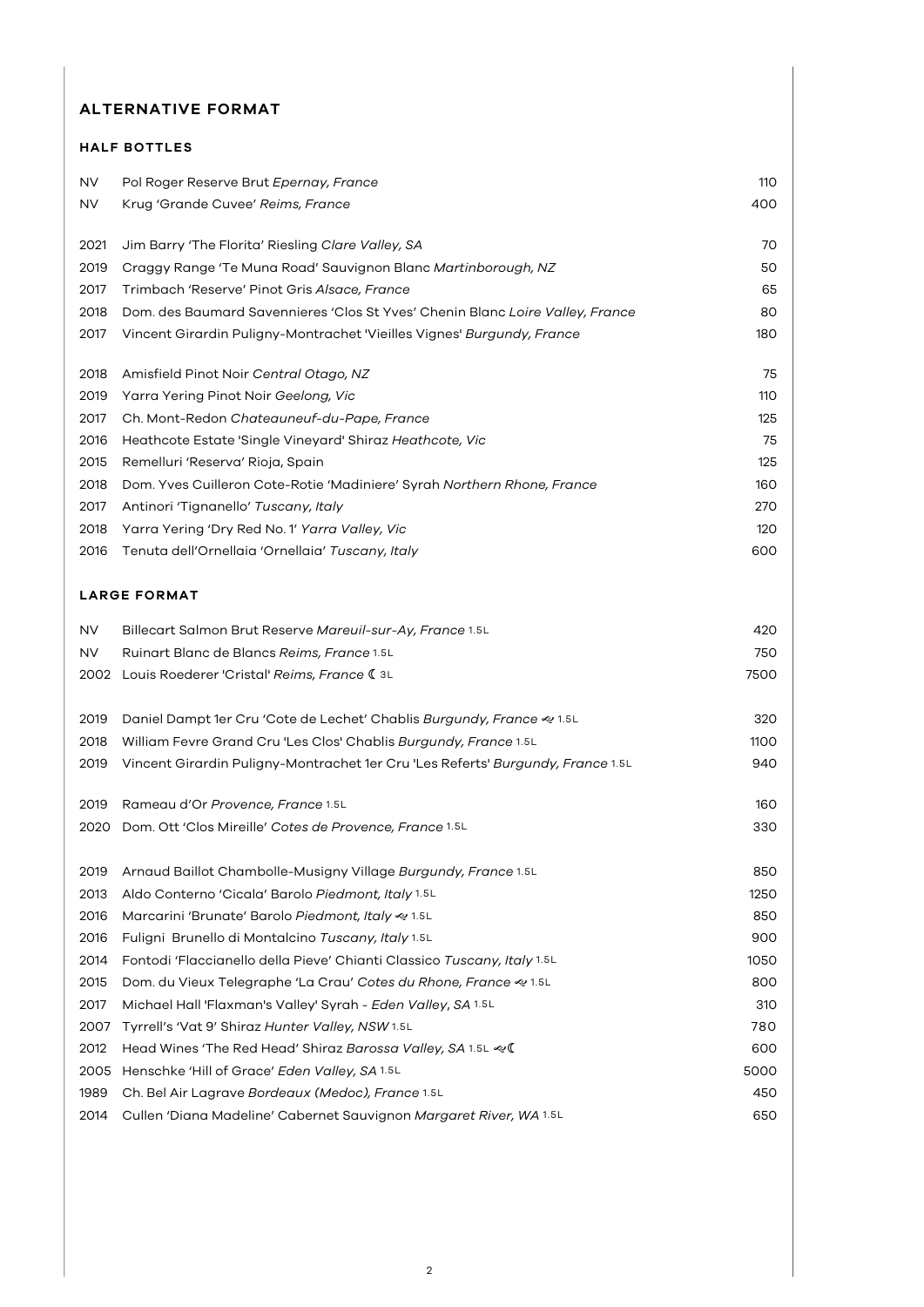## ALTERNATIVE FORMAT

### HALF BOTTLES

| | | |
|---|---|---|
| NV | Pol Roger Reserve Brut *Epernay, France* | 110 |
| NV | Krug 'Grande Cuvee' *Reims, France* | 400 |
| 2021 | Jim Barry 'The Florita' Riesling *Clare Valley, SA* | 70 |
| 2019 | Craggy Range 'Te Muna Road' Sauvignon Blanc *Martinborough, NZ* | 50 |
| 2017 | Trimbach 'Reserve' Pinot Gris *Alsace, France* | 65 |
| 2018 | Dom. des Baumard Savennieres 'Clos St Yves' Chenin Blanc *Loire Valley, France* | 80 |
| 2017 | Vincent Girardin Puligny-Montrachet 'Vieilles Vignes' *Burgundy, France* | 180 |
| 2018 | Amisfield Pinot Noir *Central Otago, NZ* | 75 |
| 2019 | Yarra Yering Pinot Noir *Geelong, Vic* | 110 |
| 2017 | Ch. Mont-Redon *Chateauneuf-du-Pape, France* | 125 |
| 2016 | Heathcote Estate 'Single Vineyard' Shiraz *Heathcote, Vic* | 75 |
| 2015 | Remelluri 'Reserva' Rioja, Spain | 125 |
| 2018 | Dom. Yves Cuilleron Cote-Rotie 'Madiniere' Syrah *Northern Rhone, France* | 160 |
| 2017 | Antinori 'Tignanello' *Tuscany, Italy* | 270 |
| 2018 | Yarra Yering 'Dry Red No. 1' *Yarra Valley, Vic* | 120 |
| 2016 | Tenuta dell'Ornellaia 'Ornellaia' *Tuscany, Italy* | 600 |

### LARGE FORMAT

| | | |
|---|---|---|
| NV | Billecart Salmon Brut Reserve *Mareuil-sur-Ay, France* 1.5L | 420 |
| NV | Ruinart Blanc de Blancs *Reims, France* 1.5L | 750 |
| 2002 | Louis Roederer 'Cristal' *Reims, France* ☾ 3L | 7500 |
| 2019 | Daniel Dampt 1er Cru 'Cote de Lechet' Chablis *Burgundy, France* ≈ 1.5L | 320 |
| 2018 | William Fevre Grand Cru 'Les Clos' Chablis *Burgundy, France* 1.5L | 1100 |
| 2019 | Vincent Girardin Puligny-Montrachet 1er Cru 'Les Referts' *Burgundy, France* 1.5L | 940 |
| 2019 | Rameau d'Or *Provence, France* 1.5L | 160 |
| 2020 | Dom. Ott 'Clos Mireille' *Cotes de Provence, France* 1.5L | 330 |
| 2019 | Arnaud Baillot Chambolle-Musigny Village *Burgundy, France* 1.5L | 850 |
| 2013 | Aldo Conterno 'Cicala' Barolo *Piedmont, Italy* 1.5L | 1250 |
| 2016 | Marcarini 'Brunate' Barolo *Piedmont, Italy* ≈ 1.5L | 850 |
| 2016 | Fuligni Brunello di Montalcino *Tuscany, Italy* 1.5L | 900 |
| 2014 | Fontodi 'Flaccianello della Pieve' Chianti Classico *Tuscany, Italy* 1.5L | 1050 |
| 2015 | Dom. du Vieux Telegraphe 'La Crau' *Cotes du Rhone, France* ≈ 1.5L | 800 |
| 2017 | Michael Hall 'Flaxman's Valley' Syrah - *Eden Valley, SA* 1.5L | 310 |
| 2007 | Tyrrell's 'Vat 9' Shiraz *Hunter Valley, NSW* 1.5L | 780 |
| 2012 | Head Wines 'The Red Head' Shiraz *Barossa Valley, SA* 1.5L ≈☾ | 600 |
| 2005 | Henschke 'Hill of Grace' *Eden Valley, SA* 1.5L | 5000 |
| 1989 | Ch. Bel Air Lagrave *Bordeaux (Medoc), France* 1.5L | 450 |
| 2014 | Cullen 'Diana Madeline' Cabernet Sauvignon *Margaret River, WA* 1.5L | 650 |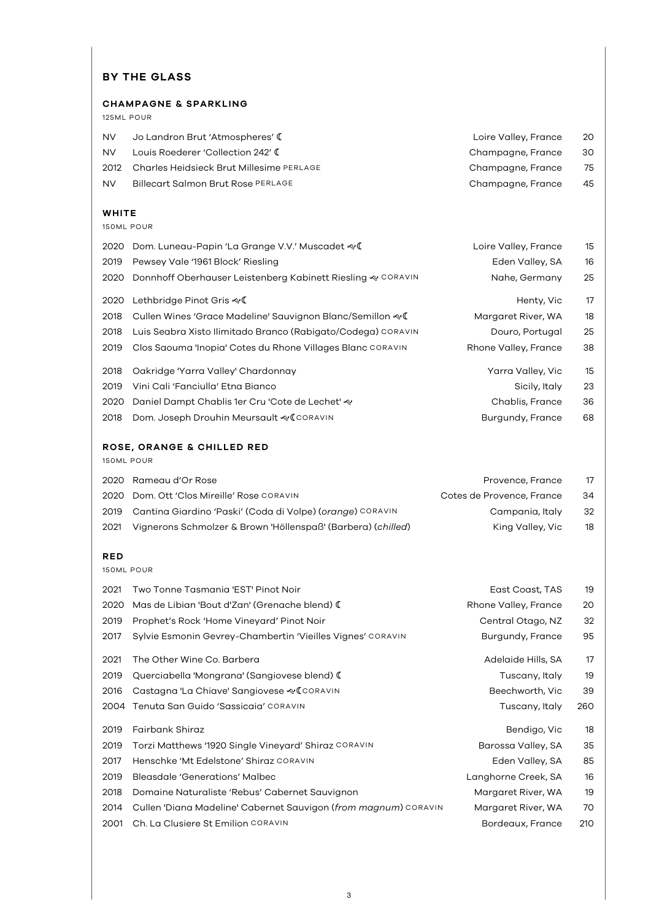## BY THE GLASS

### CHAMPAGNE & SPARKLING

125ML POUR

| | | | |
|---|---|---|---|
| NV | Jo Landron Brut 'Atmospheres' ☾ | Loire Valley, France | 20 |
| NV | Louis Roederer 'Collection 242' ☾ | Champagne, France | 30 |
| 2012 | Charles Heidsieck Brut Millesime PERLAGE | Champagne, France | 75 |
| NV | Billecart Salmon Brut Rose PERLAGE | Champagne, France | 45 |

### WHITE

150ML POUR

| | | | |
|---|---|---|---|
| 2020 | Dom. Luneau-Papin 'La Grange V.V.' Muscadet ❦☾ | Loire Valley, France | 15 |
| 2019 | Pewsey Vale '1961 Block' Riesling | Eden Valley, SA | 16 |
| 2020 | Donnhoff Oberhauser Leistenberg Kabinett Riesling ❦ CORAVIN | Nahe, Germany | 25 |
| 2020 | Lethbridge Pinot Gris ❦☾ | Henty, Vic | 17 |
| 2018 | Cullen Wines 'Grace Madeline' Sauvignon Blanc/Semillon ❦☾ | Margaret River, WA | 18 |
| 2018 | Luis Seabra Xisto Ilimitado Branco (Rabigato/Codega) CORAVIN | Douro, Portugal | 25 |
| 2019 | Clos Saouma 'Inopia' Cotes du Rhone Villages Blanc CORAVIN | Rhone Valley, France | 38 |
| 2018 | Oakridge 'Yarra Valley' Chardonnay | Yarra Valley, Vic | 15 |
| 2019 | Vini Cali 'Fanciulla' Etna Bianco | Sicily, Italy | 23 |
| 2020 | Daniel Dampt Chablis 1er Cru 'Cote de Lechet' ❦ | Chablis, France | 36 |
| 2018 | Dom. Joseph Drouhin Meursault ❦☾CORAVIN | Burgundy, France | 68 |

### ROSE, ORANGE & CHILLED RED

150ML POUR

| | | | |
|---|---|---|---|
| 2020 | Rameau d'Or Rose | Provence, France | 17 |
| 2020 | Dom. Ott 'Clos Mireille' Rose CORAVIN | Cotes de Provence, France | 34 |
| 2019 | Cantina Giardino 'Paski' (Coda di Volpe) (*orange*) CORAVIN | Campania, Italy | 32 |
| 2021 | Vignerons Schmolzer & Brown 'Höllenspaß' (Barbera) (*chilled*) | King Valley, Vic | 18 |

### RED

150ML POUR

| | | | |
|---|---|---|---|
| 2021 | Two Tonne Tasmania 'EST' Pinot Noir | East Coast, TAS | 19 |
| 2020 | Mas de Libian 'Bout d'Zan' (Grenache blend) ☾ | Rhone Valley, France | 20 |
| 2019 | Prophet's Rock 'Home Vineyard' Pinot Noir | Central Otago, NZ | 32 |
| 2017 | Sylvie Esmonin Gevrey-Chambertin 'Vieilles Vignes' CORAVIN | Burgundy, France | 95 |
| 2021 | The Other Wine Co. Barbera | Adelaide Hills, SA | 17 |
| 2019 | Querciabella 'Mongrana' (Sangiovese blend) ☾ | Tuscany, Italy | 19 |
| 2016 | Castagna 'La Chiave' Sangiovese ❦☾CORAVIN | Beechworth, Vic | 39 |
| 2004 | Tenuta San Guido 'Sassicaia' CORAVIN | Tuscany, Italy | 260 |
| 2019 | Fairbank Shiraz | Bendigo, Vic | 18 |
| 2019 | Torzi Matthews '1920 Single Vineyard' Shiraz CORAVIN | Barossa Valley, SA | 35 |
| 2017 | Henschke 'Mt Edelstone' Shiraz CORAVIN | Eden Valley, SA | 85 |
| 2019 | Bleasdale 'Generations' Malbec | Langhorne Creek, SA | 16 |
| 2018 | Domaine Naturaliste 'Rebus' Cabernet Sauvignon | Margaret River, WA | 19 |
| 2014 | Cullen 'Diana Madeline' Cabernet Sauvigon (*from magnum*) CORAVIN | Margaret River, WA | 70 |
| 2001 | Ch. La Clusiere St Emilion CORAVIN | Bordeaux, France | 210 |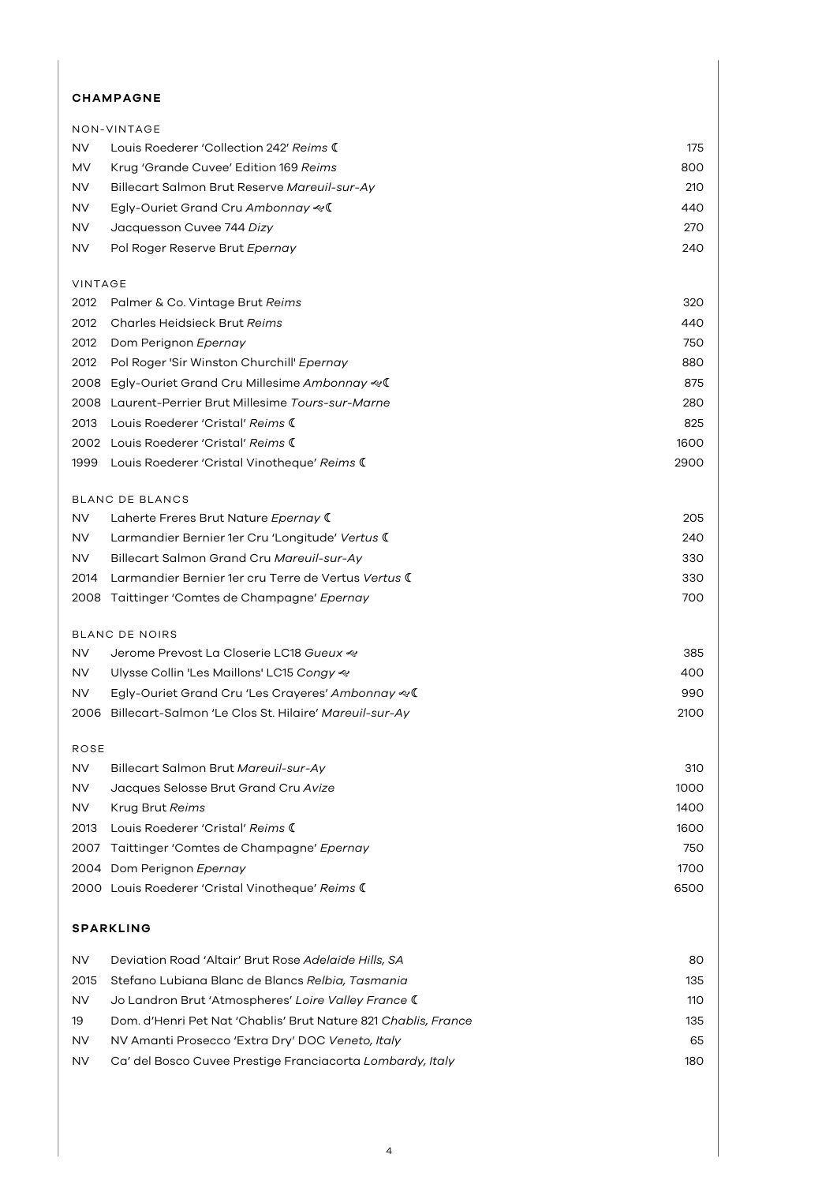## CHAMPAGNE

### NON-VINTAGE

| | | |
|---|---|---|
| NV | Louis Roederer 'Collection 242' *Reims* ☾ | 175 |
| MV | Krug 'Grande Cuvee' Edition 169 *Reims* | 800 |
| NV | Billecart Salmon Brut Reserve *Mareuil-sur-Ay* | 210 |
| NV | Egly-Ouriet Grand Cru *Ambonnay* ≈☾ | 440 |
| NV | Jacquesson Cuvee 744 *Dizy* | 270 |
| NV | Pol Roger Reserve Brut *Epernay* | 240 |

### VINTAGE

| | | |
|---|---|---|
| 2012 | Palmer & Co. Vintage Brut *Reims* | 320 |
| 2012 | Charles Heidsieck Brut *Reims* | 440 |
| 2012 | Dom Perignon *Epernay* | 750 |
| 2012 | Pol Roger 'Sir Winston Churchill' *Epernay* | 880 |
| 2008 | Egly-Ouriet Grand Cru Millesime *Ambonnay* ≈☾ | 875 |
| 2008 | Laurent-Perrier Brut Millesime *Tours-sur-Marne* | 280 |
| 2013 | Louis Roederer 'Cristal' *Reims* ☾ | 825 |
| 2002 | Louis Roederer 'Cristal' *Reims* ☾ | 1600 |
| 1999 | Louis Roederer 'Cristal Vinotheque' *Reims* ☾ | 2900 |

### BLANC DE BLANCS

| | | |
|---|---|---|
| NV | Laherte Freres Brut Nature *Epernay* ☾ | 205 |
| NV | Larmandier Bernier 1er Cru 'Longitude' *Vertus* ☾ | 240 |
| NV | Billecart Salmon Grand Cru *Mareuil-sur-Ay* | 330 |
| 2014 | Larmandier Bernier 1er cru Terre de Vertus *Vertus* ☾ | 330 |
| 2008 | Taittinger 'Comtes de Champagne' *Epernay* | 700 |

### BLANC DE NOIRS

| | | |
|---|---|---|
| NV | Jerome Prevost La Closerie LC18 *Gueux* ≈ | 385 |
| NV | Ulysse Collin 'Les Maillons' LC15 *Congy* ≈ | 400 |
| NV | Egly-Ouriet Grand Cru 'Les Crayeres' *Ambonnay* ≈☾ | 990 |
| 2006 | Billecart-Salmon 'Le Clos St. Hilaire' *Mareuil-sur-Ay* | 2100 |

### ROSE

| | | |
|---|---|---|
| NV | Billecart Salmon Brut *Mareuil-sur-Ay* | 310 |
| NV | Jacques Selosse Brut Grand Cru *Avize* | 1000 |
| NV | Krug Brut *Reims* | 1400 |
| 2013 | Louis Roederer 'Cristal' *Reims* ☾ | 1600 |
| 2007 | Taittinger 'Comtes de Champagne' *Epernay* | 750 |
| 2004 | Dom Perignon *Epernay* | 1700 |
| 2000 | Louis Roederer 'Cristal Vinotheque' *Reims* ☾ | 6500 |

## SPARKLING

| | | |
|---|---|---|
| NV | Deviation Road 'Altair' Brut Rose *Adelaide Hills, SA* | 80 |
| 2015 | Stefano Lubiana Blanc de Blancs *Relbia, Tasmania* | 135 |
| NV | Jo Landron Brut 'Atmospheres' *Loire Valley France* ☾ | 110 |
| 19 | Dom. d'Henri Pet Nat 'Chablis' Brut Nature 821 *Chablis, France* | 135 |
| NV | NV Amanti Prosecco 'Extra Dry' DOC *Veneto, Italy* | 65 |
| NV | Ca' del Bosco Cuvee Prestige Franciacorta *Lombardy, Italy* | 180 |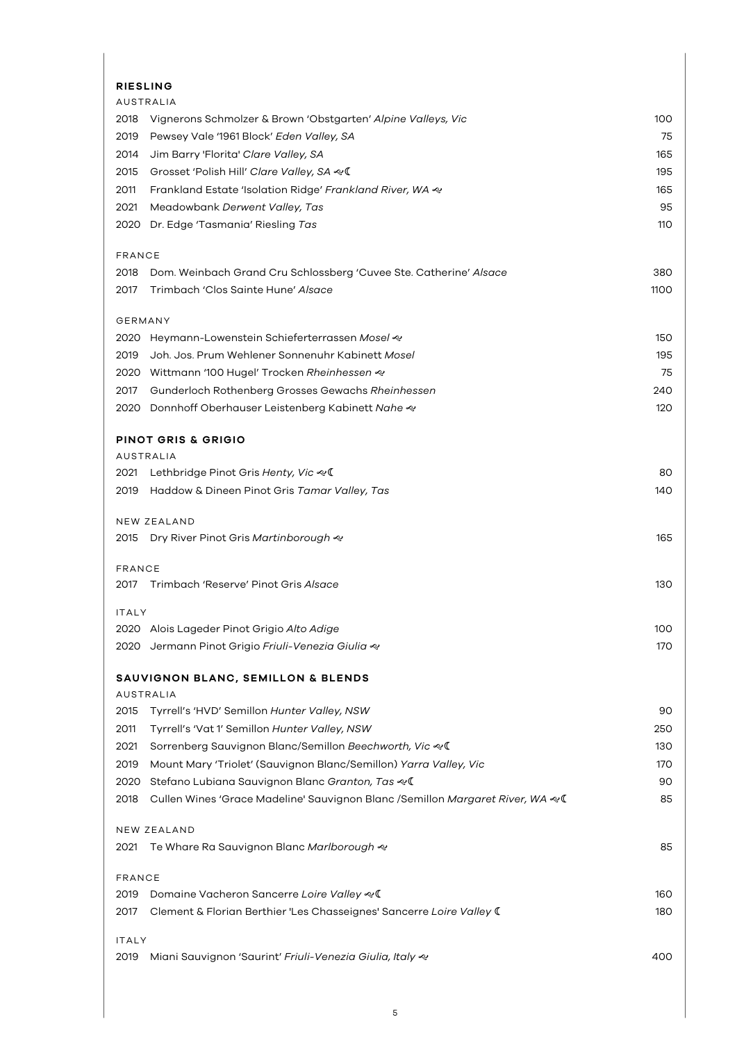## RIESLING

### AUSTRALIA

| | | |
|---|---|---|
| 2018 | Vignerons Schmolzer & Brown 'Obstgarten' *Alpine Valleys, Vic* | 100 |
| 2019 | Pewsey Vale '1961 Block' *Eden Valley, SA* | 75 |
| 2014 | Jim Barry 'Florita' *Clare Valley, SA* | 165 |
| 2015 | Grosset 'Polish Hill' *Clare Valley, SA* ༄☾ | 195 |
| 2011 | Frankland Estate 'Isolation Ridge' *Frankland River, WA* ༄ | 165 |
| 2021 | Meadowbank *Derwent Valley, Tas* | 95 |
| 2020 | Dr. Edge 'Tasmania' Riesling *Tas* | 110 |

### FRANCE

| | | |
|---|---|---|
| 2018 | Dom. Weinbach Grand Cru Schlossberg 'Cuvee Ste. Catherine' *Alsace* | 380 |
| 2017 | Trimbach 'Clos Sainte Hune' *Alsace* | 1100 |

### GERMANY

| | | |
|---|---|---|
| 2020 | Heymann-Lowenstein Schieferterrassen *Mosel* ༄ | 150 |
| 2019 | Joh. Jos. Prum Wehlener Sonnenuhr Kabinett *Mosel* | 195 |
| 2020 | Wittmann '100 Hugel' Trocken *Rheinhessen* ༄ | 75 |
| 2017 | Gunderloch Rothenberg Grosses Gewachs *Rheinhessen* | 240 |
| 2020 | Donnhoff Oberhauser Leistenberg Kabinett *Nahe* ༄ | 120 |

## PINOT GRIS & GRIGIO

### AUSTRALIA

| | | |
|---|---|---|
| 2021 | Lethbridge Pinot Gris *Henty, Vic* ༄☾ | 80 |
| 2019 | Haddow & Dineen Pinot Gris *Tamar Valley, Tas* | 140 |

### NEW ZEALAND

| | | |
|---|---|---|
| 2015 | Dry River Pinot Gris *Martinborough* ༄ | 165 |

### FRANCE

| | | |
|---|---|---|
| 2017 | Trimbach 'Reserve' Pinot Gris *Alsace* | 130 |

### ITALY

| | | |
|---|---|---|
| 2020 | Alois Lageder Pinot Grigio *Alto Adige* | 100 |
| 2020 | Jermann Pinot Grigio *Friuli-Venezia Giulia* ༄ | 170 |

## SAUVIGNON BLANC, SEMILLON & BLENDS

### AUSTRALIA

| | | |
|---|---|---|
| 2015 | Tyrrell's 'HVD' Semillon *Hunter Valley, NSW* | 90 |
| 2011 | Tyrrell's 'Vat 1' Semillon *Hunter Valley, NSW* | 250 |
| 2021 | Sorrenberg Sauvignon Blanc/Semillon *Beechworth, Vic* ༄☾ | 130 |
| 2019 | Mount Mary 'Triolet' (Sauvignon Blanc/Semillon) *Yarra Valley, Vic* | 170 |
| 2020 | Stefano Lubiana Sauvignon Blanc *Granton, Tas* ༄☾ | 90 |
| 2018 | Cullen Wines 'Grace Madeline' Sauvignon Blanc /Semillon *Margaret River, WA* ༄☾ | 85 |

### NEW ZEALAND

| | | |
|---|---|---|
| 2021 | Te Whare Ra Sauvignon Blanc *Marlborough* ༄ | 85 |

### FRANCE

| | | |
|---|---|---|
| 2019 | Domaine Vacheron Sancerre *Loire Valley* ༄☾ | 160 |
| 2017 | Clement & Florian Berthier 'Les Chasseignes' Sancerre *Loire Valley* ☾ | 180 |

### ITALY

| | | |
|---|---|---|
| 2019 | Miani Sauvignon 'Saurint' *Friuli-Venezia Giulia, Italy* ༄ | 400 |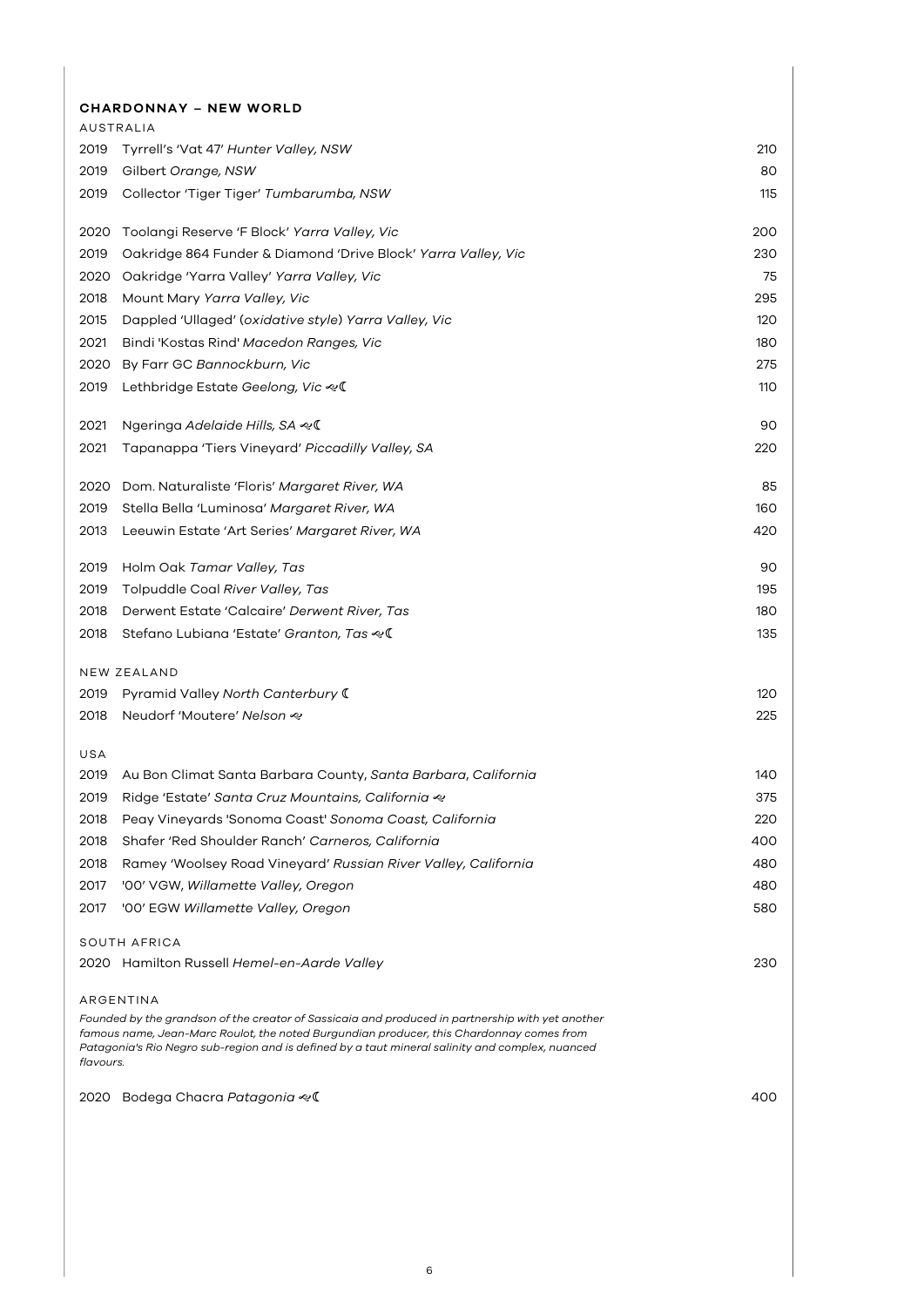## CHARDONNAY – NEW WORLD

### AUSTRALIA

| | | |
|---|---|---|
| 2019 | Tyrrell's 'Vat 47' *Hunter Valley, NSW* | 210 |
| 2019 | Gilbert *Orange, NSW* | 80 |
| 2019 | Collector 'Tiger Tiger' *Tumbarumba, NSW* | 115 |
| 2020 | Toolangi Reserve 'F Block' *Yarra Valley, Vic* | 200 |
| 2019 | Oakridge 864 Funder & Diamond 'Drive Block' *Yarra Valley, Vic* | 230 |
| 2020 | Oakridge 'Yarra Valley' *Yarra Valley, Vic* | 75 |
| 2018 | Mount Mary *Yarra Valley, Vic* | 295 |
| 2015 | Dappled 'Ullaged' (*oxidative style*) *Yarra Valley, Vic* | 120 |
| 2021 | Bindi 'Kostas Rind' *Macedon Ranges, Vic* | 180 |
| 2020 | By Farr GC *Bannockburn, Vic* | 275 |
| 2019 | Lethbridge Estate *Geelong, Vic* ☾ | 110 |
| 2021 | Ngeringa *Adelaide Hills, SA* ☾ | 90 |
| 2021 | Tapanappa 'Tiers Vineyard' *Piccadilly Valley, SA* | 220 |
| 2020 | Dom. Naturaliste 'Floris' *Margaret River, WA* | 85 |
| 2019 | Stella Bella 'Luminosa' *Margaret River, WA* | 160 |
| 2013 | Leeuwin Estate 'Art Series' *Margaret River, WA* | 420 |
| 2019 | Holm Oak *Tamar Valley, Tas* | 90 |
| 2019 | Tolpuddle *Coal River Valley, Tas* | 195 |
| 2018 | Derwent Estate 'Calcaire' *Derwent River, Tas* | 180 |
| 2018 | Stefano Lubiana 'Estate' *Granton, Tas* ☾ | 135 |

### NEW ZEALAND

| | | |
|---|---|---|
| 2019 | Pyramid Valley *North Canterbury* ☾ | 120 |
| 2018 | Neudorf 'Moutere' *Nelson* | 225 |

### USA

| | | |
|---|---|---|
| 2019 | Au Bon Climat Santa Barbara County, *Santa Barbara, California* | 140 |
| 2019 | Ridge 'Estate' *Santa Cruz Mountains, California* | 375 |
| 2018 | Peay Vineyards 'Sonoma Coast' *Sonoma Coast, California* | 220 |
| 2018 | Shafer 'Red Shoulder Ranch' *Carneros, California* | 400 |
| 2018 | Ramey 'Woolsey Road Vineyard' *Russian River Valley, California* | 480 |
| 2017 | '00' VGW, *Willamette Valley, Oregon* | 480 |
| 2017 | '00' EGW *Willamette Valley, Oregon* | 580 |

### SOUTH AFRICA

| | | |
|---|---|---|
| 2020 | Hamilton Russell *Hemel-en-Aarde Valley* | 230 |

### ARGENTINA

*Founded by the grandson of the creator of Sassicaia and produced in partnership with yet another famous name, Jean-Marc Roulot, the noted Burgundian producer, this Chardonnay comes from Patagonia's Rio Negro sub-region and is defined by a taut mineral salinity and complex, nuanced flavours.*

| | | |
|---|---|---|
| 2020 | Bodega Chacra *Patagonia* ☾ | 400 |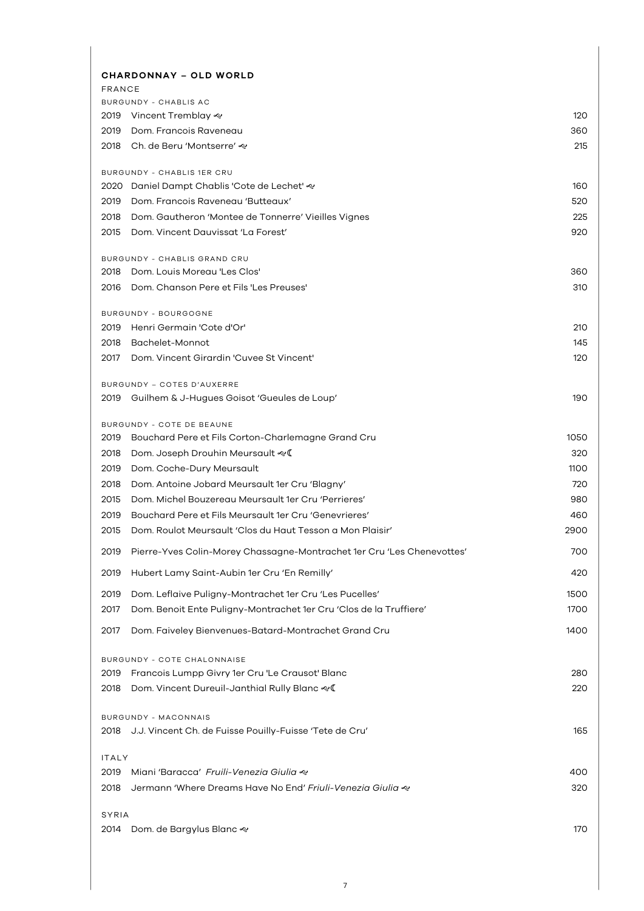## CHARDONNAY – OLD WORLD

### FRANCE

#### BURGUNDY - CHABLIS AC

| | | |
|---|---|---|
| 2019 | Vincent Tremblay ҩ | 120 |
| 2019 | Dom. Francois Raveneau | 360 |
| 2018 | Ch. de Beru 'Montserre' ҩ | 215 |

#### BURGUNDY - CHABLIS 1ER CRU

| | | |
|---|---|---|
| 2020 | Daniel Dampt Chablis 'Cote de Lechet' ҩ | 160 |
| 2019 | Dom. Francois Raveneau 'Butteaux' | 520 |
| 2018 | Dom. Gautheron 'Montee de Tonnerre' Vieilles Vignes | 225 |
| 2015 | Dom. Vincent Dauvissat 'La Forest' | 920 |

#### BURGUNDY - CHABLIS GRAND CRU

| | | |
|---|---|---|
| 2018 | Dom. Louis Moreau 'Les Clos' | 360 |
| 2016 | Dom. Chanson Pere et Fils 'Les Preuses' | 310 |

#### BURGUNDY - BOURGOGNE

| | | |
|---|---|---|
| 2019 | Henri Germain 'Cote d'Or' | 210 |
| 2018 | Bachelet-Monnot | 145 |
| 2017 | Dom. Vincent Girardin 'Cuvee St Vincent' | 120 |

#### BURGUNDY – COTES D'AUXERRE

| | | |
|---|---|---|
| 2019 | Guilhem & J-Hugues Goisot 'Gueules de Loup' | 190 |

#### BURGUNDY - COTE DE BEAUNE

| | | |
|---|---|---|
| 2019 | Bouchard Pere et Fils Corton-Charlemagne Grand Cru | 1050 |
| 2018 | Dom. Joseph Drouhin Meursault ҩ☾ | 320 |
| 2019 | Dom. Coche-Dury Meursault | 1100 |
| 2018 | Dom. Antoine Jobard Meursault 1er Cru 'Blagny' | 720 |
| 2015 | Dom. Michel Bouzereau Meursault 1er Cru 'Perrieres' | 980 |
| 2019 | Bouchard Pere et Fils Meursault 1er Cru 'Genevrieres' | 460 |
| 2015 | Dom. Roulot Meursault 'Clos du Haut Tesson a Mon Plaisir' | 2900 |
| 2019 | Pierre-Yves Colin-Morey Chassagne-Montrachet 1er Cru 'Les Chenevottes' | 700 |
| 2019 | Hubert Lamy Saint-Aubin 1er Cru 'En Remilly' | 420 |
| 2019 | Dom. Leflaive Puligny-Montrachet 1er Cru 'Les Pucelles' | 1500 |
| 2017 | Dom. Benoit Ente Puligny-Montrachet 1er Cru 'Clos de la Truffiere' | 1700 |
| 2017 | Dom. Faiveley Bienvenues-Batard-Montrachet Grand Cru | 1400 |

#### BURGUNDY - COTE CHALONNAISE

| | | |
|---|---|---|
| 2019 | Francois Lumpp Givry 1er Cru 'Le Crausot' Blanc | 280 |
| 2018 | Dom. Vincent Dureuil-Janthial Rully Blanc ҩ☾ | 220 |

#### BURGUNDY - MACONNAIS

| | | |
|---|---|---|
| 2018 | J.J. Vincent Ch. de Fuisse Pouilly-Fuisse 'Tete de Cru' | 165 |

### ITALY

| | | |
|---|---|---|
| 2019 | Miani 'Baracca' *Fruili-Venezia Giulia* ҩ | 400 |
| 2018 | Jermann 'Where Dreams Have No End' *Friuli-Venezia Giulia* ҩ | 320 |

### SYRIA

| | | |
|---|---|---|
| 2014 | Dom. de Bargylus Blanc ҩ | 170 |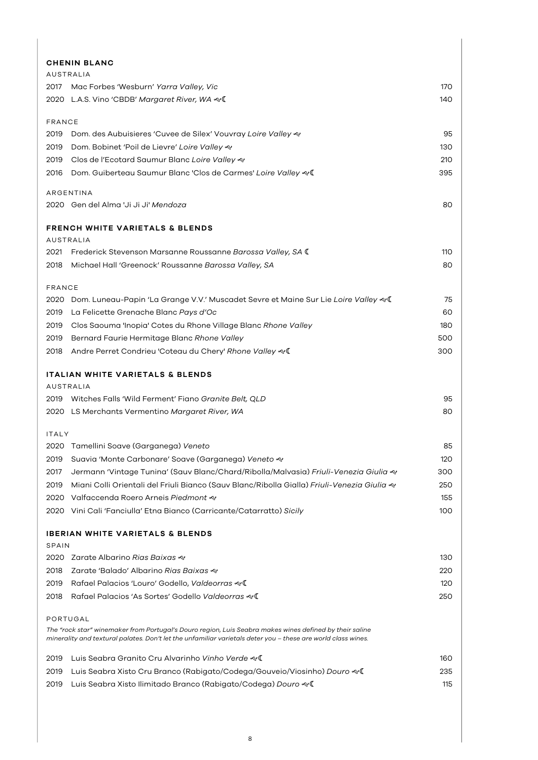## CHENIN BLANC

AUSTRALIA

| | | |
|---|---|---|
| 2017 | Mac Forbes 'Wesburn' *Yarra Valley, Vic* | 170 |
| 2020 | L.A.S. Vino 'CBDB' *Margaret River, WA* ❦☾ | 140 |

FRANCE

| | | |
|---|---|---|
| 2019 | Dom. des Aubuisieres 'Cuvee de Silex' Vouvray *Loire Valley* ❦ | 95 |
| 2019 | Dom. Bobinet 'Poil de Lievre' *Loire Valley* ❦ | 130 |
| 2019 | Clos de l'Ecotard Saumur Blanc *Loire Valley* ❦ | 210 |
| 2016 | Dom. Guiberteau Saumur Blanc 'Clos de Carmes' *Loire Valley* ❦☾ | 395 |

ARGENTINA

| | | |
|---|---|---|
| 2020 | Gen del Alma 'Ji Ji Ji' *Mendoza* | 80 |

## FRENCH WHITE VARIETALS & BLENDS

AUSTRALIA

| | | |
|---|---|---|
| 2021 | Frederick Stevenson Marsanne Roussanne *Barossa Valley, SA* ☾ | 110 |
| 2018 | Michael Hall 'Greenock' Roussanne *Barossa Valley, SA* | 80 |

FRANCE

| | | |
|---|---|---|
| 2020 | Dom. Luneau-Papin 'La Grange V.V.' Muscadet Sevre et Maine Sur Lie *Loire Valley* ❦☾ | 75 |
| 2019 | La Felicette Grenache Blanc *Pays d'Oc* | 60 |
| 2019 | Clos Saouma 'Inopia' Cotes du Rhone Village Blanc *Rhone Valley* | 180 |
| 2019 | Bernard Faurie Hermitage Blanc *Rhone Valley* | 500 |
| 2018 | Andre Perret Condrieu 'Coteau du Chery' *Rhone Valley* ❦☾ | 300 |

## ITALIAN WHITE VARIETALS & BLENDS

AUSTRALIA

| | | |
|---|---|---|
| 2019 | Witches Falls 'Wild Ferment' Fiano *Granite Belt, QLD* | 95 |
| 2020 | LS Merchants Vermentino *Margaret River, WA* | 80 |

ITALY

| | | |
|---|---|---|
| 2020 | Tamellini Soave (Garganega) *Veneto* | 85 |
| 2019 | Suavia 'Monte Carbonare' Soave (Garganega) *Veneto* ❦ | 120 |
| 2017 | Jermann 'Vintage Tunina' (Sauv Blanc/Chard/Ribolla/Malvasia) *Friuli-Venezia Giulia* ❦ | 300 |
| 2019 | Miani Colli Orientali del Friuli Bianco (Sauv Blanc/Ribolla Gialla) *Friuli-Venezia Giulia* ❦ | 250 |
| 2020 | Valfaccenda Roero Arneis *Piedmont* ❦ | 155 |
| 2020 | Vini Cali 'Fanciulla' Etna Bianco (Carricante/Catarratto) *Sicily* | 100 |

## IBERIAN WHITE VARIETALS & BLENDS

SPAIN

| | | |
|---|---|---|
| 2020 | Zarate Albarino *Rias Baixas* ❦ | 130 |
| 2018 | Zarate 'Balado' Albarino *Rias Baixas* ❦ | 220 |
| 2019 | Rafael Palacios 'Louro' Godello, *Valdeorras* ❦☾ | 120 |
| 2018 | Rafael Palacios 'As Sortes' Godello *Valdeorras* ❦☾ | 250 |

PORTUGAL

*The "rock star" winemaker from Portugal's Douro region, Luis Seabra makes wines defined by their saline minerality and textural palates. Don't let the unfamiliar varietals deter you – these are world class wines.*

| | | |
|---|---|---|
| 2019 | Luis Seabra Granito Cru Alvarinho *Vinho Verde* ❦☾ | 160 |
| 2019 | Luis Seabra Xisto Cru Branco (Rabigato/Codega/Gouveio/Viosinho) *Douro* ❦☾ | 235 |
| 2019 | Luis Seabra Xisto Ilimitado Branco (Rabigato/Codega) *Douro* ❦☾ | 115 |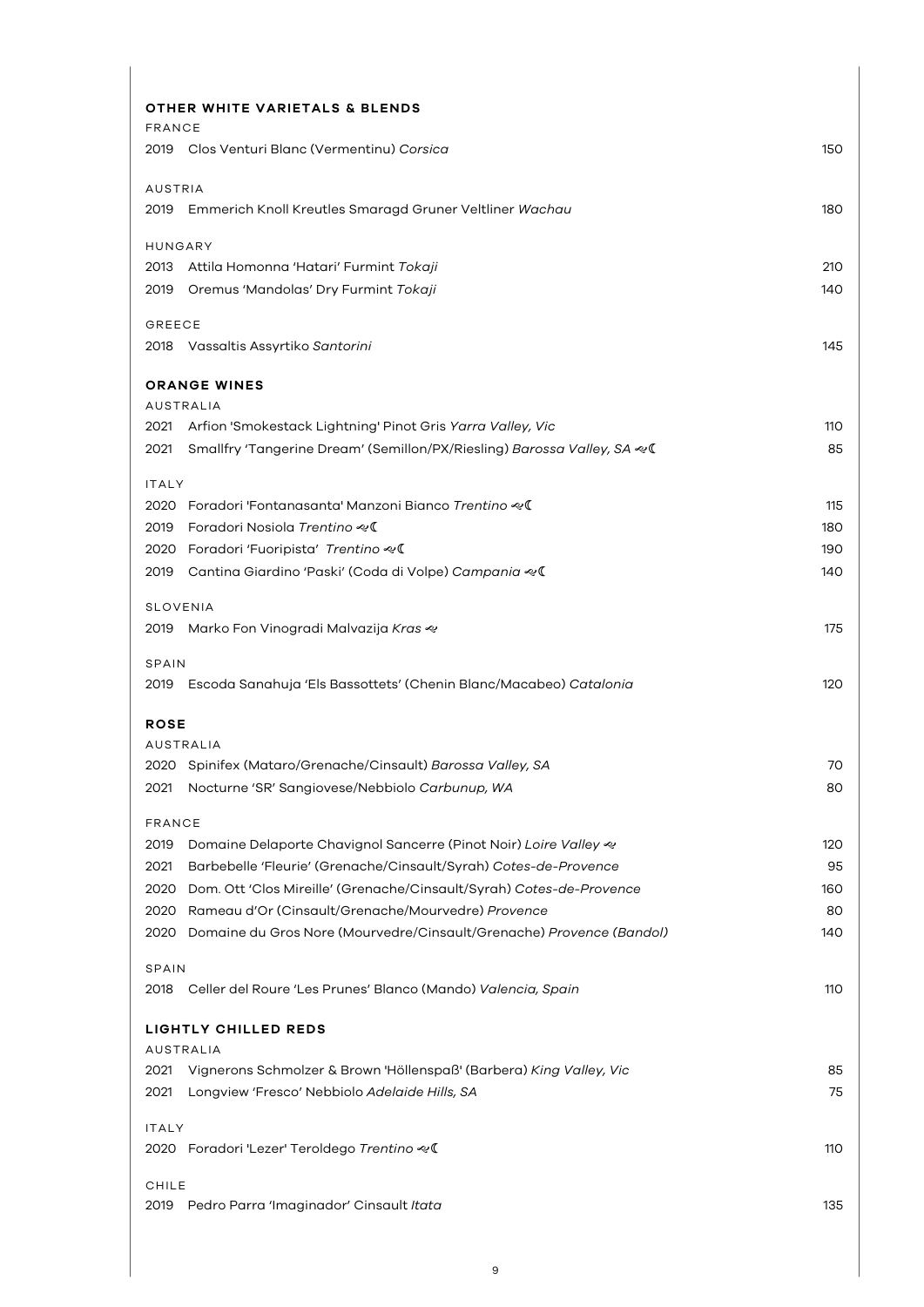## OTHER WHITE VARIETALS & BLENDS

FRANCE

| | | |
|---|---|---|
| 2019 | Clos Venturi Blanc (Vermentinu) *Corsica* | 150 |

AUSTRIA

| | | |
|---|---|---|
| 2019 | Emmerich Knoll Kreutles Smaragd Gruner Veltliner *Wachau* | 180 |

HUNGARY

| | | |
|---|---|---|
| 2013 | Attila Homonna 'Hatari' Furmint *Tokaji* | 210 |
| 2019 | Oremus 'Mandolas' Dry Furmint *Tokaji* | 140 |

GREECE

| | | |
|---|---|---|
| 2018 | Vassaltis Assyrtiko *Santorini* | 145 |

## ORANGE WINES

AUSTRALIA

| | | |
|---|---|---|
| 2021 | Arfion 'Smokestack Lightning' Pinot Gris *Yarra Valley, Vic* | 110 |
| 2021 | Smallfry 'Tangerine Dream' (Semillon/PX/Riesling) *Barossa Valley, SA* ❦☾ | 85 |

ITALY

| | | |
|---|---|---|
| 2020 | Foradori 'Fontanasanta' Manzoni Bianco *Trentino* ❦☾ | 115 |
| 2019 | Foradori Nosiola *Trentino* ❦☾ | 180 |
| 2020 | Foradori 'Fuoripista' *Trentino* ❦☾ | 190 |
| 2019 | Cantina Giardino 'Paski' (Coda di Volpe) *Campania* ❦☾ | 140 |

SLOVENIA

| | | |
|---|---|---|
| 2019 | Marko Fon Vinogradi Malvazija *Kras* ❦ | 175 |

SPAIN

| | | |
|---|---|---|
| 2019 | Escoda Sanahuja 'Els Bassottets' (Chenin Blanc/Macabeo) *Catalonia* | 120 |

## ROSE

AUSTRALIA

| | | |
|---|---|---|
| 2020 | Spinifex (Mataro/Grenache/Cinsault) *Barossa Valley, SA* | 70 |
| 2021 | Nocturne 'SR' Sangiovese/Nebbiolo *Carbunup, WA* | 80 |

FRANCE

| | | |
|---|---|---|
| 2019 | Domaine Delaporte Chavignol Sancerre (Pinot Noir) *Loire Valley* ❦ | 120 |
| 2021 | Barbebelle 'Fleurie' (Grenache/Cinsault/Syrah) *Cotes-de-Provence* | 95 |
| 2020 | Dom. Ott 'Clos Mireille' (Grenache/Cinsault/Syrah) *Cotes-de-Provence* | 160 |
| 2020 | Rameau d'Or (Cinsault/Grenache/Mourvedre) *Provence* | 80 |
| 2020 | Domaine du Gros Nore (Mourvedre/Cinsault/Grenache) *Provence (Bandol)* | 140 |

SPAIN

| | | |
|---|---|---|
| 2018 | Celler del Roure 'Les Prunes' Blanco (Mando) *Valencia, Spain* | 110 |

## LIGHTLY CHILLED REDS

AUSTRALIA

| | | |
|---|---|---|
| 2021 | Vignerons Schmolzer & Brown 'Höllenspaß' (Barbera) *King Valley, Vic* | 85 |
| 2021 | Longview 'Fresco' Nebbiolo *Adelaide Hills, SA* | 75 |

ITALY

| | | |
|---|---|---|
| 2020 | Foradori 'Lezer' Teroldego *Trentino* ❦☾ | 110 |

CHILE

| | | |
|---|---|---|
| 2019 | Pedro Parra 'Imaginador' Cinsault *Itata* | 135 |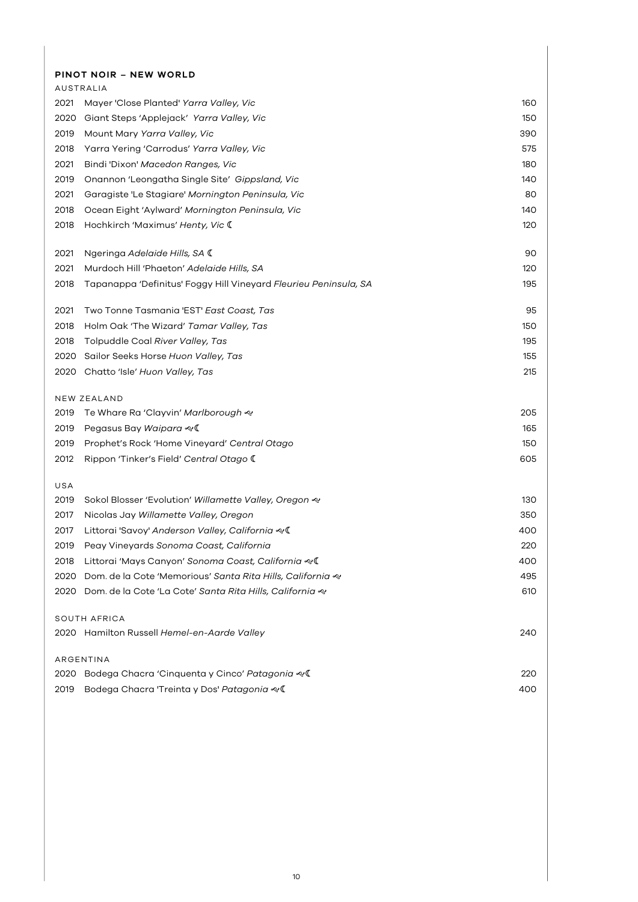## PINOT NOIR – NEW WORLD

### AUSTRALIA

| | | |
|---|---|---|
| 2021 | Mayer 'Close Planted' *Yarra Valley, Vic* | 160 |
| 2020 | Giant Steps 'Applejack' *Yarra Valley, Vic* | 150 |
| 2019 | Mount Mary *Yarra Valley, Vic* | 390 |
| 2018 | Yarra Yering 'Carrodus' *Yarra Valley, Vic* | 575 |
| 2021 | Bindi 'Dixon' *Macedon Ranges, Vic* | 180 |
| 2019 | Onannon 'Leongatha Single Site' *Gippsland, Vic* | 140 |
| 2021 | Garagiste 'Le Stagiare' *Mornington Peninsula, Vic* | 80 |
| 2018 | Ocean Eight 'Aylward' *Mornington Peninsula, Vic* | 140 |
| 2018 | Hochkirch 'Maximus' *Henty, Vic* ☾ | 120 |
| 2021 | Ngeringa *Adelaide Hills, SA* ☾ | 90 |
| 2021 | Murdoch Hill 'Phaeton' *Adelaide Hills, SA* | 120 |
| 2018 | Tapanappa 'Definitus' Foggy Hill Vineyard *Fleurieu Peninsula, SA* | 195 |
| 2021 | Two Tonne Tasmania 'EST' *East Coast, Tas* | 95 |
| 2018 | Holm Oak 'The Wizard' *Tamar Valley, Tas* | 150 |
| 2018 | Tolpuddle Coal *River Valley, Tas* | 195 |
| 2020 | Sailor Seeks Horse *Huon Valley, Tas* | 155 |
| 2020 | Chatto 'Isle' *Huon Valley, Tas* | 215 |

### NEW ZEALAND

| | | |
|---|---|---|
| 2019 | Te Whare Ra 'Clayvin' *Marlborough* ❧ | 205 |
| 2019 | Pegasus Bay *Waipara* ❧☾ | 165 |
| 2019 | Prophet's Rock 'Home Vineyard' *Central Otago* | 150 |
| 2012 | Rippon 'Tinker's Field' *Central Otago* ☾ | 605 |

### USA

| | | |
|---|---|---|
| 2019 | Sokol Blosser 'Evolution' *Willamette Valley, Oregon* ❧ | 130 |
| 2017 | Nicolas Jay *Willamette Valley, Oregon* | 350 |
| 2017 | Littorai 'Savoy' *Anderson Valley, California* ❧☾ | 400 |
| 2019 | Peay Vineyards *Sonoma Coast, California* | 220 |
| 2018 | Littorai 'Mays Canyon' *Sonoma Coast, California* ❧☾ | 400 |
| 2020 | Dom. de la Cote 'Memorious' *Santa Rita Hills, California* ❧ | 495 |
| 2020 | Dom. de la Cote 'La Cote' *Santa Rita Hills, California* ❧ | 610 |

### SOUTH AFRICA

| | | |
|---|---|---|
| 2020 | Hamilton Russell *Hemel-en-Aarde Valley* | 240 |

### ARGENTINA

| | | |
|---|---|---|
| 2020 | Bodega Chacra 'Cinquenta y Cinco' *Patagonia* ❧☾ | 220 |
| 2019 | Bodega Chacra 'Treinta y Dos' *Patagonia* ❧☾ | 400 |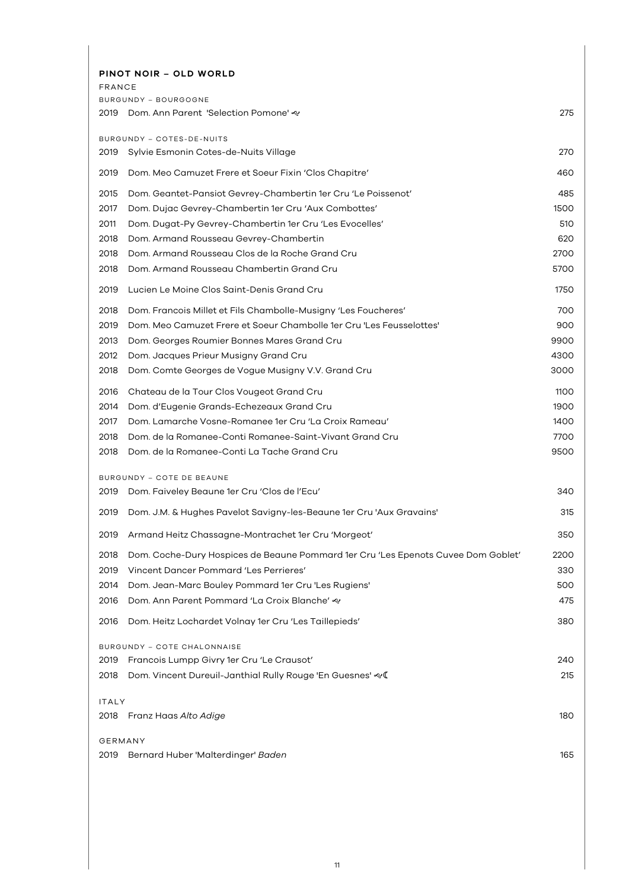## PINOT NOIR – OLD WORLD

### FRANCE

#### BURGUNDY – BOURGOGNE

| | | |
|---|---|---|
| 2019 | Dom. Ann Parent 'Selection Pomone' ≪ | 275 |

#### BURGUNDY – COTES-DE-NUITS

| | | |
|---|---|---|
| 2019 | Sylvie Esmonin Cotes-de-Nuits Village | 270 |
| 2019 | Dom. Meo Camuzet Frere et Soeur Fixin 'Clos Chapitre' | 460 |
| 2015 | Dom. Geantet-Pansiot Gevrey-Chambertin 1er Cru 'Le Poissenot' | 485 |
| 2017 | Dom. Dujac Gevrey-Chambertin 1er Cru 'Aux Combottes' | 1500 |
| 2011 | Dom. Dugat-Py Gevrey-Chambertin 1er Cru 'Les Evocelles' | 510 |
| 2018 | Dom. Armand Rousseau Gevrey-Chambertin | 620 |
| 2018 | Dom. Armand Rousseau Clos de la Roche Grand Cru | 2700 |
| 2018 | Dom. Armand Rousseau Chambertin Grand Cru | 5700 |
| 2019 | Lucien Le Moine Clos Saint-Denis Grand Cru | 1750 |
| 2018 | Dom. Francois Millet et Fils Chambolle-Musigny 'Les Foucheres' | 700 |
| 2019 | Dom. Meo Camuzet Frere et Soeur Chambolle 1er Cru 'Les Feusselottes' | 900 |
| 2013 | Dom. Georges Roumier Bonnes Mares Grand Cru | 9900 |
| 2012 | Dom. Jacques Prieur Musigny Grand Cru | 4300 |
| 2018 | Dom. Comte Georges de Vogue Musigny V.V. Grand Cru | 3000 |
| 2016 | Chateau de la Tour Clos Vougeot Grand Cru | 1100 |
| 2014 | Dom. d'Eugenie Grands-Echezeaux Grand Cru | 1900 |
| 2017 | Dom. Lamarche Vosne-Romanee 1er Cru 'La Croix Rameau' | 1400 |
| 2018 | Dom. de la Romanee-Conti Romanee-Saint-Vivant Grand Cru | 7700 |
| 2018 | Dom. de la Romanee-Conti La Tache Grand Cru | 9500 |

#### BURGUNDY – COTE DE BEAUNE

| | | |
|---|---|---|
| 2019 | Dom. Faiveley Beaune 1er Cru 'Clos de l'Ecu' | 340 |
| 2019 | Dom. J.M. & Hughes Pavelot Savigny-les-Beaune 1er Cru 'Aux Gravains' | 315 |
| 2019 | Armand Heitz Chassagne-Montrachet 1er Cru 'Morgeot' | 350 |
| 2018 | Dom. Coche-Dury Hospices de Beaune Pommard 1er Cru 'Les Epenots Cuvee Dom Goblet' | 2200 |
| 2019 | Vincent Dancer Pommard 'Les Perrieres' | 330 |
| 2014 | Dom. Jean-Marc Bouley Pommard 1er Cru 'Les Rugiens' | 500 |
| 2016 | Dom. Ann Parent Pommard 'La Croix Blanche' ≪ | 475 |
| 2016 | Dom. Heitz Lochardet Volnay 1er Cru 'Les Taillepieds' | 380 |

#### BURGUNDY – COTE CHALONNAISE

| | | |
|---|---|---|
| 2019 | Francois Lumpp Givry 1er Cru 'Le Crausot' | 240 |
| 2018 | Dom. Vincent Dureuil-Janthial Rully Rouge 'En Guesnes' ≪☾ | 215 |

### ITALY

| | | |
|---|---|---|
| 2018 | Franz Haas *Alto Adige* | 180 |

### GERMANY

| | | |
|---|---|---|
| 2019 | Bernard Huber 'Malterdinger' *Baden* | 165 |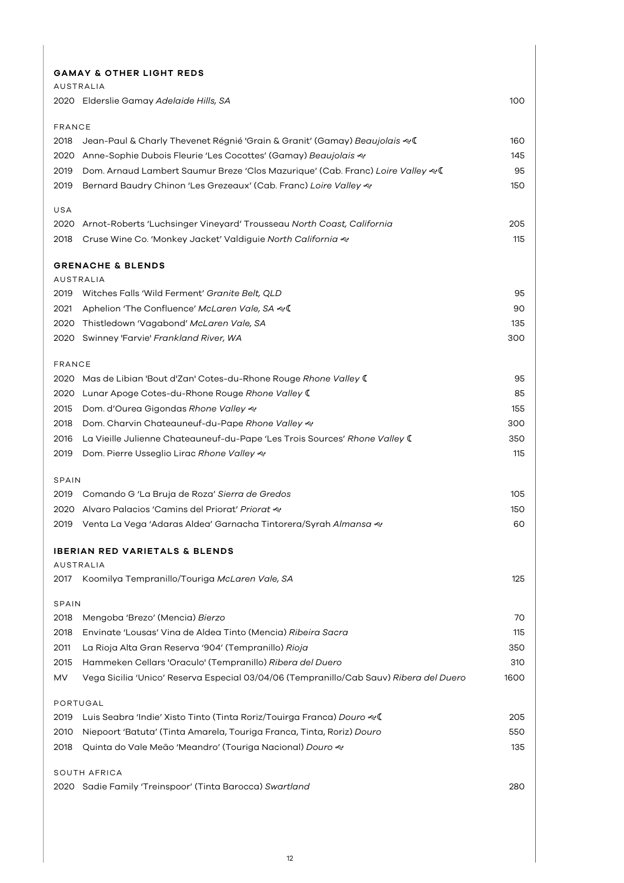## GAMAY & OTHER LIGHT REDS

### AUSTRALIA

| | | |
|---|---|---|
| 2020 | Elderslie Gamay *Adelaide Hills, SA* | 100 |

### FRANCE

| | | |
|---|---|---|
| 2018 | Jean-Paul & Charly Thevenet Régnié 'Grain & Granit' (Gamay) *Beaujolais* ≪☾ | 160 |
| 2020 | Anne-Sophie Dubois Fleurie 'Les Cocottes' (Gamay) *Beaujolais* ≪ | 145 |
| 2019 | Dom. Arnaud Lambert Saumur Breze 'Clos Mazurique' (Cab. Franc) *Loire Valley* ≪☾ | 95 |
| 2019 | Bernard Baudry Chinon 'Les Grezeaux' (Cab. Franc) *Loire Valley* ≪ | 150 |

### USA

| | | |
|---|---|---|
| 2020 | Arnot-Roberts 'Luchsinger Vineyard' Trousseau *North Coast, California* | 205 |
| 2018 | Cruse Wine Co. 'Monkey Jacket' Valdiguie *North California* ≪ | 115 |

## GRENACHE & BLENDS

### AUSTRALIA

| | | |
|---|---|---|
| 2019 | Witches Falls 'Wild Ferment' *Granite Belt, QLD* | 95 |
| 2021 | Aphelion 'The Confluence' *McLaren Vale, SA* ≪☾ | 90 |
| 2020 | Thistledown 'Vagabond' *McLaren Vale, SA* | 135 |
| 2020 | Swinney 'Farvie' *Frankland River, WA* | 300 |

### FRANCE

| | | |
|---|---|---|
| 2020 | Mas de Libian 'Bout d'Zan' Cotes-du-Rhone Rouge *Rhone Valley* ☾ | 95 |
| 2020 | Lunar Apoge Cotes-du-Rhone Rouge *Rhone Valley* ☾ | 85 |
| 2015 | Dom. d'Ourea Gigondas *Rhone Valley* ≪ | 155 |
| 2018 | Dom. Charvin Chateauneuf-du-Pape *Rhone Valley* ≪ | 300 |
| 2016 | La Vieille Julienne Chateauneuf-du-Pape 'Les Trois Sources' *Rhone Valley* ☾ | 350 |
| 2019 | Dom. Pierre Usseglio Lirac *Rhone Valley* ≪ | 115 |

### SPAIN

| | | |
|---|---|---|
| 2019 | Comando G 'La Bruja de Roza' *Sierra de Gredos* | 105 |
| 2020 | Alvaro Palacios 'Camins del Priorat' *Priorat* ≪ | 150 |
| 2019 | Venta La Vega 'Adaras Aldea' Garnacha Tintorera/Syrah *Almansa* ≪ | 60 |

## IBERIAN RED VARIETALS & BLENDS

### AUSTRALIA

| | | |
|---|---|---|
| 2017 | Koomilya Tempranillo/Touriga *McLaren Vale, SA* | 125 |

### SPAIN

| | | |
|---|---|---|
| 2018 | Mengoba 'Brezo' (Mencia) *Bierzo* | 70 |
| 2018 | Envinate 'Lousas' Vina de Aldea Tinto (Mencia) *Ribeira Sacra* | 115 |
| 2011 | La Rioja Alta Gran Reserva '904' (Tempranillo) *Rioja* | 350 |
| 2015 | Hammeken Cellars 'Oraculo' (Tempranillo) *Ribera del Duero* | 310 |
| MV | Vega Sicilia 'Unico' Reserva Especial 03/04/06 (Tempranillo/Cab Sauv) *Ribera del Duero* | 1600 |

### PORTUGAL

| | | |
|---|---|---|
| 2019 | Luis Seabra 'Indie' Xisto Tinto (Tinta Roriz/Touirga Franca) *Douro* ≪☾ | 205 |
| 2010 | Niepoort 'Batuta' (Tinta Amarela, Touriga Franca, Tinta, Roriz) *Douro* | 550 |
| 2018 | Quinta do Vale Meão 'Meandro' (Touriga Nacional) *Douro* ≪ | 135 |

### SOUTH AFRICA

| | | |
|---|---|---|
| 2020 | Sadie Family 'Treinspoor' (Tinta Barocca) *Swartland* | 280 |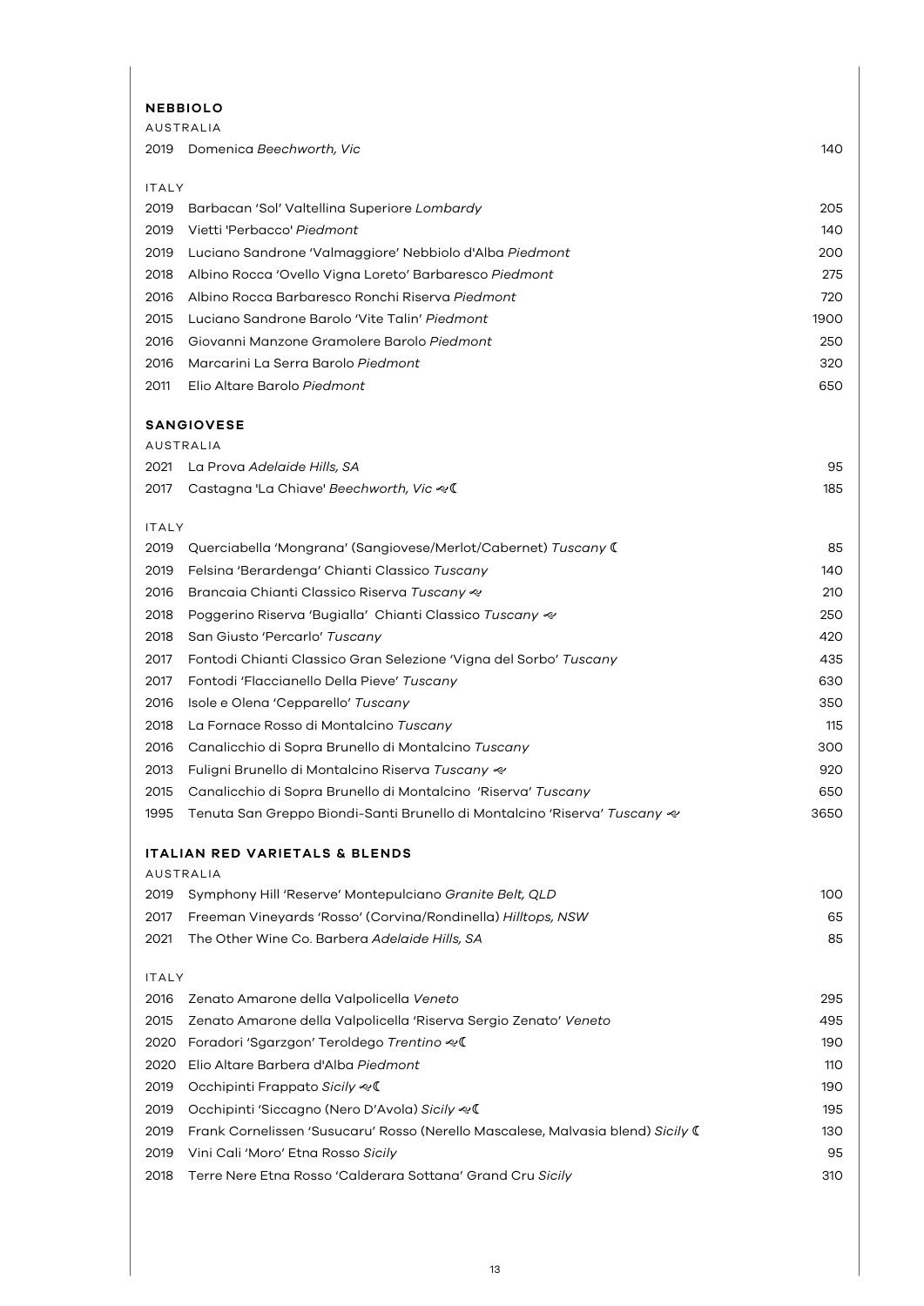## NEBBIOLO

AUSTRALIA

| | | |
|---|---|---|
| 2019 | Domenica *Beechworth, Vic* | 140 |

ITALY

| | | |
|---|---|---|
| 2019 | Barbacan 'Sol' Valtellina Superiore *Lombardy* | 205 |
| 2019 | Vietti 'Perbacco' *Piedmont* | 140 |
| 2019 | Luciano Sandrone 'Valmaggiore' Nebbiolo d'Alba *Piedmont* | 200 |
| 2018 | Albino Rocca 'Ovello Vigna Loreto' Barbaresco *Piedmont* | 275 |
| 2016 | Albino Rocca Barbaresco Ronchi Riserva *Piedmont* | 720 |
| 2015 | Luciano Sandrone Barolo 'Vite Talin' *Piedmont* | 1900 |
| 2016 | Giovanni Manzone Gramolere Barolo *Piedmont* | 250 |
| 2016 | Marcarini La Serra Barolo *Piedmont* | 320 |
| 2011 | Elio Altare Barolo *Piedmont* | 650 |

## SANGIOVESE

AUSTRALIA

| | | |
|---|---|---|
| 2021 | La Prova *Adelaide Hills, SA* | 95 |
| 2017 | Castagna 'La Chiave' *Beechworth, Vic* ℘☾ | 185 |

ITALY

| | | |
|---|---|---|
| 2019 | Querciabella 'Mongrana' (Sangiovese/Merlot/Cabernet) *Tuscany* ☾ | 85 |
| 2019 | Felsina 'Berardenga' Chianti Classico *Tuscany* | 140 |
| 2016 | Brancaia Chianti Classico Riserva *Tuscany* ℘ | 210 |
| 2018 | Poggerino Riserva 'Bugialla' Chianti Classico *Tuscany* ℘ | 250 |
| 2018 | San Giusto 'Percarlo' *Tuscany* | 420 |
| 2017 | Fontodi Chianti Classico Gran Selezione 'Vigna del Sorbo' *Tuscany* | 435 |
| 2017 | Fontodi 'Flaccianello Della Pieve' *Tuscany* | 630 |
| 2016 | Isole e Olena 'Cepparello' *Tuscany* | 350 |
| 2018 | La Fornace Rosso di Montalcino *Tuscany* | 115 |
| 2016 | Canalicchio di Sopra Brunello di Montalcino *Tuscany* | 300 |
| 2013 | Fuligni Brunello di Montalcino Riserva *Tuscany* ℘ | 920 |
| 2015 | Canalicchio di Sopra Brunello di Montalcino 'Riserva' *Tuscany* | 650 |
| 1995 | Tenuta San Greppo Biondi-Santi Brunello di Montalcino 'Riserva' *Tuscany* ℘ | 3650 |

## ITALIAN RED VARIETALS & BLENDS

AUSTRALIA

| | | |
|---|---|---|
| 2019 | Symphony Hill 'Reserve' Montepulciano *Granite Belt, QLD* | 100 |
| 2017 | Freeman Vineyards 'Rosso' (Corvina/Rondinella) *Hilltops, NSW* | 65 |
| 2021 | The Other Wine Co. Barbera *Adelaide Hills, SA* | 85 |

ITALY

| | | |
|---|---|---|
| 2016 | Zenato Amarone della Valpolicella *Veneto* | 295 |
| 2015 | Zenato Amarone della Valpolicella 'Riserva Sergio Zenato' *Veneto* | 495 |
| 2020 | Foradori 'Sgarzgon' Teroldego *Trentino* ℘☾ | 190 |
| 2020 | Elio Altare Barbera d'Alba *Piedmont* | 110 |
| 2019 | Occhipinti Frappato *Sicily* ℘☾ | 190 |
| 2019 | Occhipinti 'Siccagno (Nero D'Avola) *Sicily* ℘☾ | 195 |
| 2019 | Frank Cornelissen 'Susucaru' Rosso (Nerello Mascalese, Malvasia blend) *Sicily* ☾ | 130 |
| 2019 | Vini Cali 'Moro' Etna Rosso *Sicily* | 95 |
| 2018 | Terre Nere Etna Rosso 'Calderara Sottana' Grand Cru *Sicily* | 310 |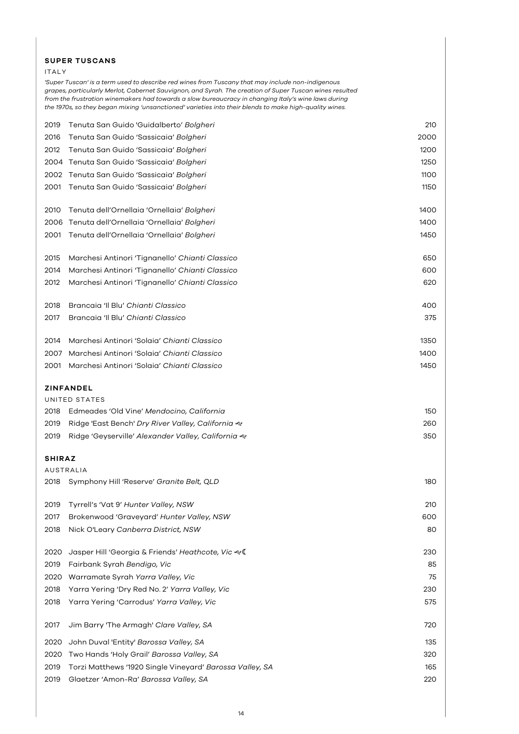## SUPER TUSCANS

ITALY

*'Super Tuscan' is a term used to describe red wines from Tuscany that may include non-indigenous grapes, particularly Merlot, Cabernet Sauvignon, and Syrah. The creation of Super Tuscan wines resulted from the frustration winemakers had towards a slow bureaucracy in changing Italy's wine laws during the 1970s, so they began mixing 'unsanctioned' varieties into their blends to make high-quality wines.*

| | | |
|---|---|---|
| 2019 | Tenuta San Guido 'Guidalberto' *Bolgheri* | 210 |
| 2016 | Tenuta San Guido 'Sassicaia' *Bolgheri* | 2000 |
| 2012 | Tenuta San Guido 'Sassicaia' *Bolgheri* | 1200 |
| 2004 | Tenuta San Guido 'Sassicaia' *Bolgheri* | 1250 |
| 2002 | Tenuta San Guido 'Sassicaia' *Bolgheri* | 1100 |
| 2001 | Tenuta San Guido 'Sassicaia' *Bolgheri* | 1150 |
| 2010 | Tenuta dell'Ornellaia 'Ornellaia' *Bolgheri* | 1400 |
| 2006 | Tenuta dell'Ornellaia 'Ornellaia' *Bolgheri* | 1400 |
| 2001 | Tenuta dell'Ornellaia 'Ornellaia' *Bolgheri* | 1450 |
| 2015 | Marchesi Antinori 'Tignanello' *Chianti Classico* | 650 |
| 2014 | Marchesi Antinori 'Tignanello' *Chianti Classico* | 600 |
| 2012 | Marchesi Antinori 'Tignanello' *Chianti Classico* | 620 |
| 2018 | Brancaia 'Il Blu' *Chianti Classico* | 400 |
| 2017 | Brancaia 'Il Blu' *Chianti Classico* | 375 |
| 2014 | Marchesi Antinori 'Solaia' *Chianti Classico* | 1350 |
| 2007 | Marchesi Antinori 'Solaia' *Chianti Classico* | 1400 |
| 2001 | Marchesi Antinori 'Solaia' *Chianti Classico* | 1450 |

## ZINFANDEL

UNITED STATES

| | | |
|---|---|---|
| 2018 | Edmeades 'Old Vine' *Mendocino, California* | 150 |
| 2019 | Ridge 'East Bench' *Dry River Valley, California* ↜ | 260 |
| 2019 | Ridge 'Geyserville' *Alexander Valley, California* ↜ | 350 |

## SHIRAZ

AUSTRALIA

| | | |
|---|---|---|
| 2018 | Symphony Hill 'Reserve' *Granite Belt, QLD* | 180 |
| 2019 | Tyrrell's 'Vat 9' *Hunter Valley, NSW* | 210 |
| 2017 | Brokenwood 'Graveyard' *Hunter Valley, NSW* | 600 |
| 2018 | Nick O'Leary *Canberra District, NSW* | 80 |
| 2020 | Jasper Hill 'Georgia & Friends' *Heathcote, Vic* ↜☾ | 230 |
| 2019 | Fairbank Syrah *Bendigo, Vic* | 85 |
| 2020 | Warramate Syrah *Yarra Valley, Vic* | 75 |
| 2018 | Yarra Yering 'Dry Red No. 2' *Yarra Valley, Vic* | 230 |
| 2018 | Yarra Yering 'Carrodus' *Yarra Valley, Vic* | 575 |
| 2017 | Jim Barry 'The Armagh' *Clare Valley, SA* | 720 |
| 2020 | John Duval 'Entity' *Barossa Valley, SA* | 135 |
| 2020 | Two Hands 'Holy Grail' *Barossa Valley, SA* | 320 |
| 2019 | Torzi Matthews '1920 Single Vineyard' *Barossa Valley, SA* | 165 |
| 2019 | Glaetzer 'Amon-Ra' *Barossa Valley, SA* | 220 |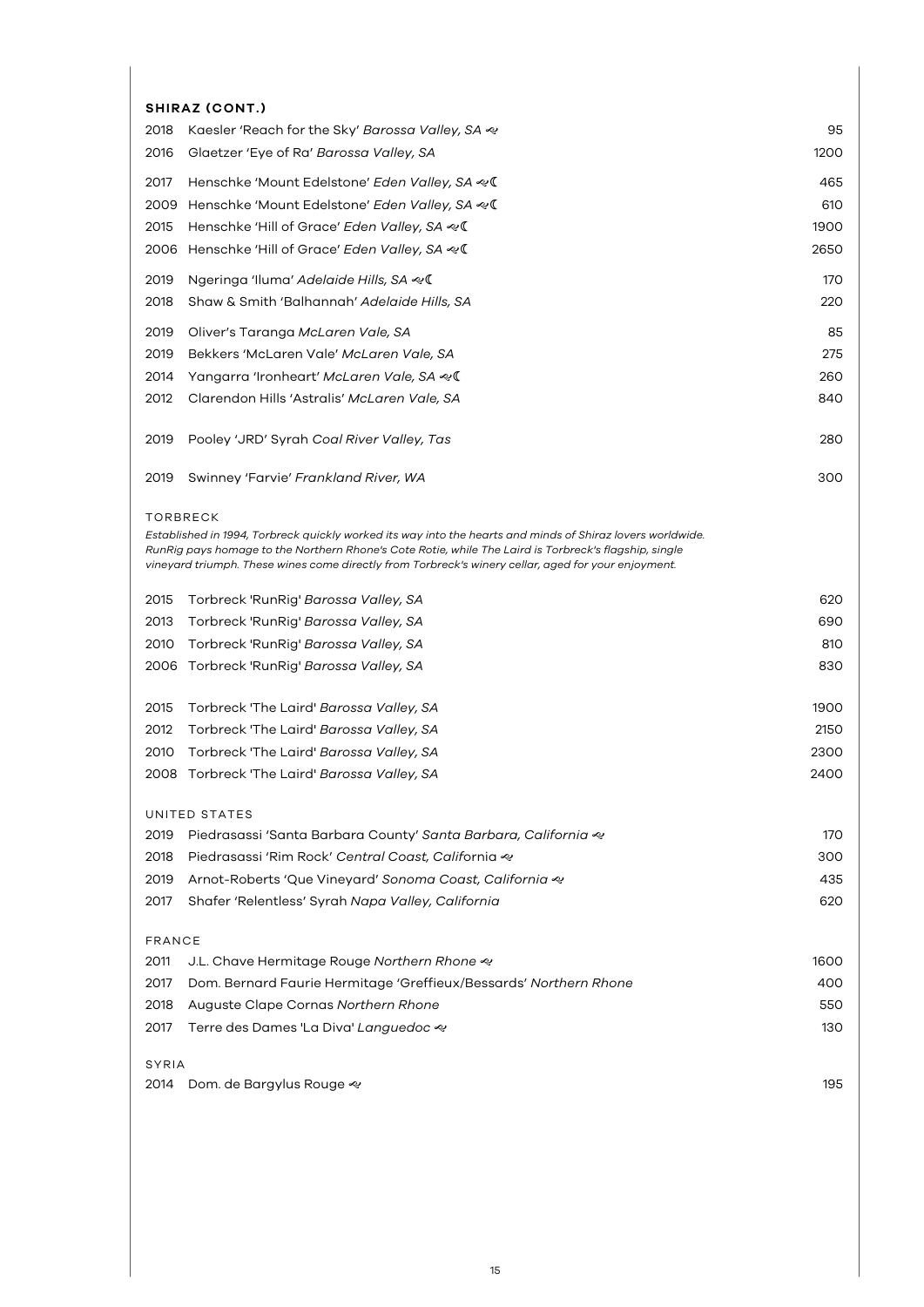## SHIRAZ (CONT.)

| | | |
|---|---|---|
| 2018 | Kaesler 'Reach for the Sky' *Barossa Valley, SA* ⸙ | 95 |
| 2016 | Glaetzer 'Eye of Ra' *Barossa Valley, SA* | 1200 |
| 2017 | Henschke 'Mount Edelstone' *Eden Valley, SA* ⸙☾ | 465 |
| 2009 | Henschke 'Mount Edelstone' *Eden Valley, SA* ⸙☾ | 610 |
| 2015 | Henschke 'Hill of Grace' *Eden Valley, SA* ⸙☾ | 1900 |
| 2006 | Henschke 'Hill of Grace' *Eden Valley, SA* ⸙☾ | 2650 |
| 2019 | Ngeringa 'Iluma' *Adelaide Hills, SA* ⸙☾ | 170 |
| 2018 | Shaw & Smith 'Balhannah' *Adelaide Hills, SA* | 220 |
| 2019 | Oliver's Taranga *McLaren Vale, SA* | 85 |
| 2019 | Bekkers 'McLaren Vale' *McLaren Vale, SA* | 275 |
| 2014 | Yangarra 'Ironheart' *McLaren Vale, SA* ⸙☾ | 260 |
| 2012 | Clarendon Hills 'Astralis' *McLaren Vale, SA* | 840 |
| 2019 | Pooley 'JRD' Syrah *Coal River Valley, Tas* | 280 |
| 2019 | Swinney 'Farvie' *Frankland River, WA* | 300 |

### TORBRECK

*Established in 1994, Torbreck quickly worked its way into the hearts and minds of Shiraz lovers worldwide. RunRig pays homage to the Northern Rhone's Cote Rotie, while The Laird is Torbreck's flagship, single vineyard triumph. These wines come directly from Torbreck's winery cellar, aged for your enjoyment.*

| | | |
|---|---|---|
| 2015 | Torbreck 'RunRig' *Barossa Valley, SA* | 620 |
| 2013 | Torbreck 'RunRig' *Barossa Valley, SA* | 690 |
| 2010 | Torbreck 'RunRig' *Barossa Valley, SA* | 810 |
| 2006 | Torbreck 'RunRig' *Barossa Valley, SA* | 830 |
| 2015 | Torbreck 'The Laird' *Barossa Valley, SA* | 1900 |
| 2012 | Torbreck 'The Laird' *Barossa Valley, SA* | 2150 |
| 2010 | Torbreck 'The Laird' *Barossa Valley, SA* | 2300 |
| 2008 | Torbreck 'The Laird' *Barossa Valley, SA* | 2400 |

### UNITED STATES

| | | |
|---|---|---|
| 2019 | Piedrasassi 'Santa Barbara County' *Santa Barbara, California* ⸙ | 170 |
| 2018 | Piedrasassi 'Rim Rock' *Central Coast, California* ⸙ | 300 |
| 2019 | Arnot-Roberts 'Que Vineyard' *Sonoma Coast, California* ⸙ | 435 |
| 2017 | Shafer 'Relentless' Syrah *Napa Valley, California* | 620 |

### FRANCE

| | | |
|---|---|---|
| 2011 | J.L. Chave Hermitage Rouge *Northern Rhone* ⸙ | 1600 |
| 2017 | Dom. Bernard Faurie Hermitage 'Greffieux/Bessards' *Northern Rhone* | 400 |
| 2018 | Auguste Clape Cornas *Northern Rhone* | 550 |
| 2017 | Terre des Dames 'La Diva' *Languedoc* ⸙ | 130 |

### SYRIA

| | | |
|---|---|---|
| 2014 | Dom. de Bargylus Rouge ⸙ | 195 |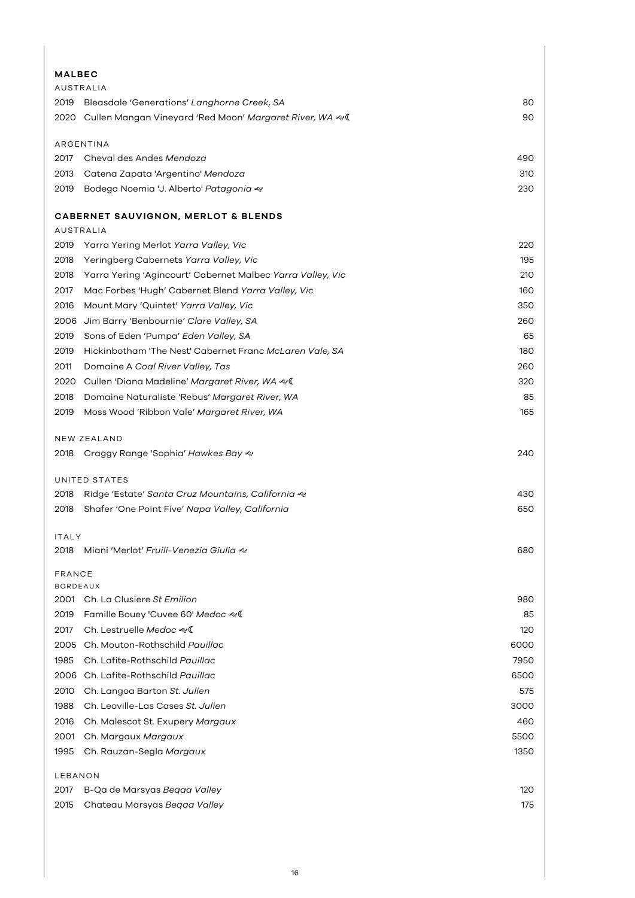## MALBEC

### AUSTRALIA

| | | |
|---|---|---|
| 2019 | Bleasdale 'Generations' *Langhorne Creek, SA* | 80 |
| 2020 | Cullen Mangan Vineyard 'Red Moon' *Margaret River, WA* ☾ | 90 |

### ARGENTINA

| | | |
|---|---|---|
| 2017 | Cheval des Andes *Mendoza* | 490 |
| 2013 | Catena Zapata 'Argentino' *Mendoza* | 310 |
| 2019 | Bodega Noemia 'J. Alberto' *Patagonia* | 230 |

## CABERNET SAUVIGNON, MERLOT & BLENDS

### AUSTRALIA

| | | |
|---|---|---|
| 2019 | Yarra Yering Merlot *Yarra Valley, Vic* | 220 |
| 2018 | Yeringberg Cabernets *Yarra Valley, Vic* | 195 |
| 2018 | Yarra Yering 'Agincourt' Cabernet Malbec *Yarra Valley, Vic* | 210 |
| 2017 | Mac Forbes 'Hugh' Cabernet Blend *Yarra Valley, Vic* | 160 |
| 2016 | Mount Mary 'Quintet' *Yarra Valley, Vic* | 350 |
| 2006 | Jim Barry 'Benbournie' *Clare Valley, SA* | 260 |
| 2019 | Sons of Eden 'Pumpa' *Eden Valley, SA* | 65 |
| 2019 | Hickinbotham 'The Nest' Cabernet Franc *McLaren Vale, SA* | 180 |
| 2011 | Domaine A *Coal River Valley, Tas* | 260 |
| 2020 | Cullen 'Diana Madeline' *Margaret River, WA* ☾ | 320 |
| 2018 | Domaine Naturaliste 'Rebus' *Margaret River, WA* | 85 |
| 2019 | Moss Wood 'Ribbon Vale' *Margaret River, WA* | 165 |

### NEW ZEALAND

| | | |
|---|---|---|
| 2018 | Craggy Range 'Sophia' *Hawkes Bay* | 240 |

### UNITED STATES

| | | |
|---|---|---|
| 2018 | Ridge 'Estate' *Santa Cruz Mountains, California* | 430 |
| 2018 | Shafer 'One Point Five' *Napa Valley, California* | 650 |

### ITALY

| | | |
|---|---|---|
| 2018 | Miani 'Merlot' *Fruili-Venezia Giulia* | 680 |

### FRANCE

#### BORDEAUX

| | | |
|---|---|---|
| 2001 | Ch. La Clusiere *St Emilion* | 980 |
| 2019 | Famille Bouey 'Cuvee 60' *Medoc* ☾ | 85 |
| 2017 | Ch. Lestruelle *Medoc* ☾ | 120 |
| 2005 | Ch. Mouton-Rothschild *Pauillac* | 6000 |
| 1985 | Ch. Lafite-Rothschild *Pauillac* | 7950 |
| 2006 | Ch. Lafite-Rothschild *Pauillac* | 6500 |
| 2010 | Ch. Langoa Barton *St. Julien* | 575 |
| 1988 | Ch. Leoville-Las Cases *St. Julien* | 3000 |
| 2016 | Ch. Malescot St. Exupery *Margaux* | 460 |
| 2001 | Ch. Margaux *Margaux* | 5500 |
| 1995 | Ch. Rauzan-Segla *Margaux* | 1350 |

### LEBANON

| | | |
|---|---|---|
| 2017 | B-Qa de Marsyas *Beqaa Valley* | 120 |
| 2015 | Chateau Marsyas *Beqaa Valley* | 175 |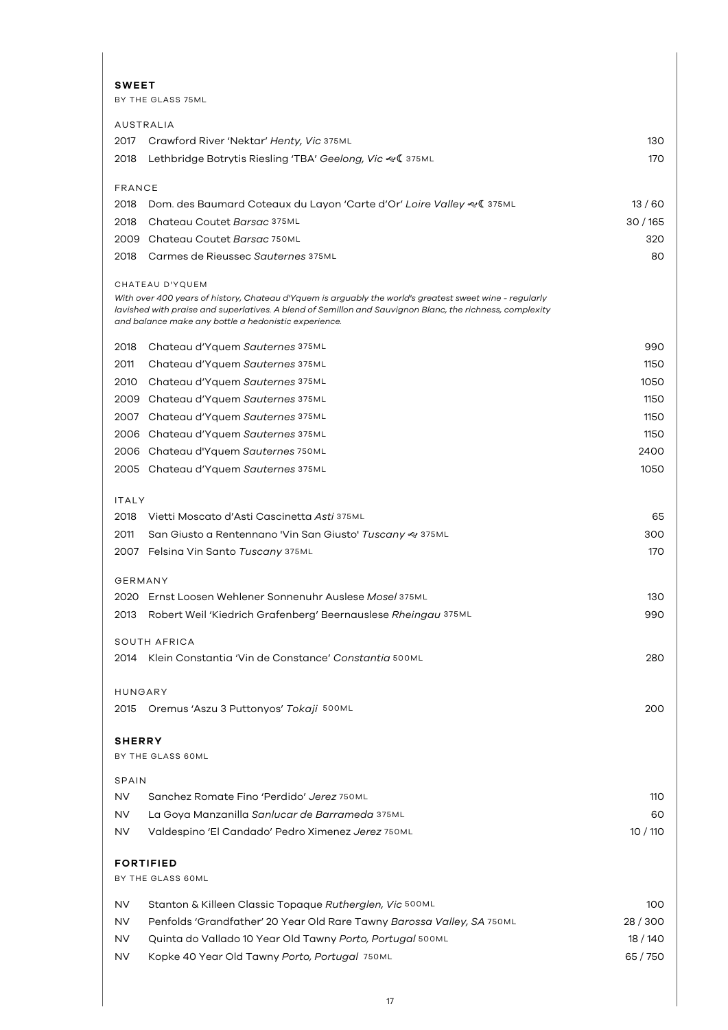## SWEET

BY THE GLASS 75ML

AUSTRALIA

| | | |
|---|---|---|
| 2017 | Crawford River 'Nektar' *Henty, Vic* 375ML | 130 |
| 2018 | Lethbridge Botrytis Riesling 'TBA' *Geelong, Vic* ☾ 375ML | 170 |

FRANCE

| | | |
|---|---|---|
| 2018 | Dom. des Baumard Coteaux du Layon 'Carte d'Or' *Loire Valley* ☾ 375ML | 13 / 60 |
| 2018 | Chateau Coutet *Barsac* 375ML | 30 / 165 |
| 2009 | Chateau Coutet *Barsac* 750ML | 320 |
| 2018 | Carmes de Rieussec *Sauternes* 375ML | 80 |

CHATEAU D'YQUEM

*With over 400 years of history, Chateau d'Yquem is arguably the world's greatest sweet wine - regularly lavished with praise and superlatives. A blend of Semillon and Sauvignon Blanc, the richness, complexity and balance make any bottle a hedonistic experience.*

| | | |
|---|---|---|
| 2018 | Chateau d'Yquem *Sauternes* 375ML | 990 |
| 2011 | Chateau d'Yquem *Sauternes* 375ML | 1150 |
| 2010 | Chateau d'Yquem *Sauternes* 375ML | 1050 |
| 2009 | Chateau d'Yquem *Sauternes* 375ML | 1150 |
| 2007 | Chateau d'Yquem *Sauternes* 375ML | 1150 |
| 2006 | Chateau d'Yquem *Sauternes* 375ML | 1150 |
| 2006 | Chateau d'Yquem *Sauternes* 750ML | 2400 |
| 2005 | Chateau d'Yquem *Sauternes* 375ML | 1050 |

ITALY

| | | |
|---|---|---|
| 2018 | Vietti Moscato d'Asti Cascinetta *Asti* 375ML | 65 |
| 2011 | San Giusto a Rentennano 'Vin San Giusto' *Tuscany* 375ML | 300 |
| 2007 | Felsina Vin Santo *Tuscany* 375ML | 170 |

GERMANY

| | | |
|---|---|---|
| 2020 | Ernst Loosen Wehlener Sonnenuhr Auslese *Mosel* 375ML | 130 |
| 2013 | Robert Weil 'Kiedrich Grafenberg' Beernauslese *Rheingau* 375ML | 990 |

SOUTH AFRICA

| | | |
|---|---|---|
| 2014 | Klein Constantia 'Vin de Constance' *Constantia* 500ML | 280 |

HUNGARY

| | | |
|---|---|---|
| 2015 | Oremus 'Aszu 3 Puttonyos' *Tokaji* 500ML | 200 |

## SHERRY

BY THE GLASS 60ML

SPAIN

| | | |
|---|---|---|
| NV | Sanchez Romate Fino 'Perdido' *Jerez* 750ML | 110 |
| NV | La Goya Manzanilla *Sanlucar de Barrameda* 375ML | 60 |
| NV | Valdespino 'El Candado' Pedro Ximenez *Jerez* 750ML | 10 / 110 |

## FORTIFIED

BY THE GLASS 60ML

| | | |
|---|---|---|
| NV | Stanton & Killeen Classic Topaque *Rutherglen, Vic* 500ML | 100 |
| NV | Penfolds 'Grandfather' 20 Year Old Rare Tawny *Barossa Valley, SA* 750ML | 28 / 300 |
| NV | Quinta do Vallado 10 Year Old Tawny *Porto, Portugal* 500ML | 18 / 140 |
| NV | Kopke 40 Year Old Tawny *Porto, Portugal* 750ML | 65 / 750 |